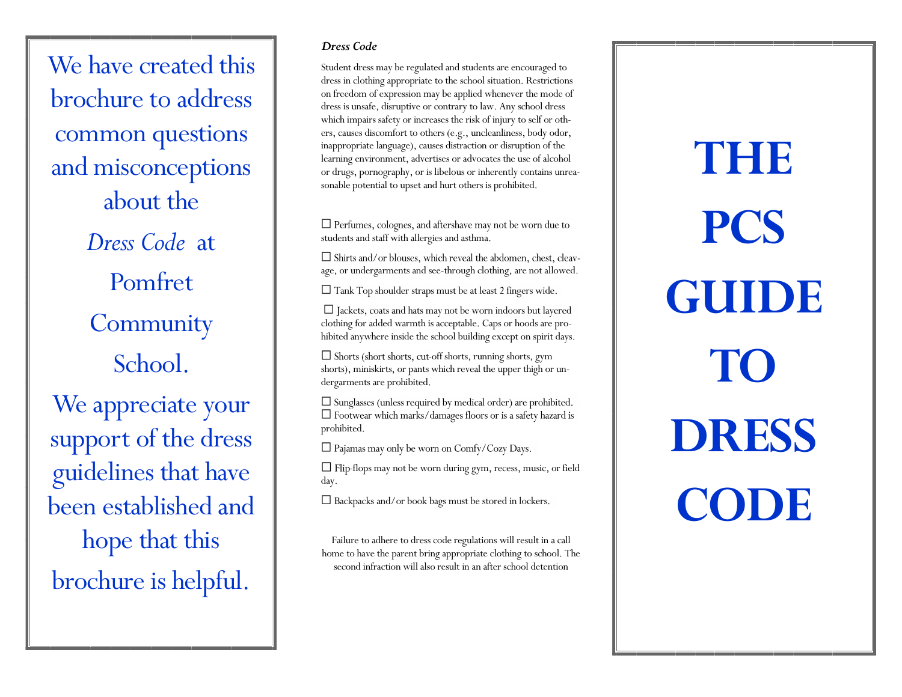We have created this brochure to address common questions and misconceptions about the *Dress Code* at Pomfret Community School.

We appreciate your support of the dress guidelines that have been established and hope that this brochure is helpful.

***Dress Code***

Student dress may be regulated and students are encouraged to dress in clothing appropriate to the school situation. Restrictions on freedom of expression may be applied whenever the mode of dress is unsafe, disruptive or contrary to law. Any school dress which impairs safety or increases the risk of injury to self or others, causes discomfort to others (e.g., uncleanliness, body odor, inappropriate language), causes distraction or disruption of the learning environment, advertises or advocates the use of alcohol or drugs, pornography, or is libelous or inherently contains unreasonable potential to upset and hurt others is prohibited.

- ☐ Perfumes, colognes, and aftershave may not be worn due to students and staff with allergies and asthma.
- ☐ Shirts and/or blouses, which reveal the abdomen, chest, cleavage, or undergarments and see-through clothing, are not allowed.
- ☐ Tank Top shoulder straps must be at least 2 fingers wide.
- ☐ Jackets, coats and hats may not be worn indoors but layered clothing for added warmth is acceptable. Caps or hoods are prohibited anywhere inside the school building except on spirit days.
- ☐ Shorts (short shorts, cut-off shorts, running shorts, gym shorts), miniskirts, or pants which reveal the upper thigh or undergarments are prohibited.
- ☐ Sunglasses (unless required by medical order) are prohibited.
- ☐ Footwear which marks/damages floors or is a safety hazard is prohibited.
- ☐ Pajamas may only be worn on Comfy/Cozy Days.
- ☐ Flip-flops may not be worn during gym, recess, music, or field day.
- ☐ Backpacks and/or book bags must be stored in lockers.

Failure to adhere to dress code regulations will result in a call home to have the parent bring appropriate clothing to school. The second infraction will also result in an after school detention

# THE PCS GUIDE TO DRESS CODE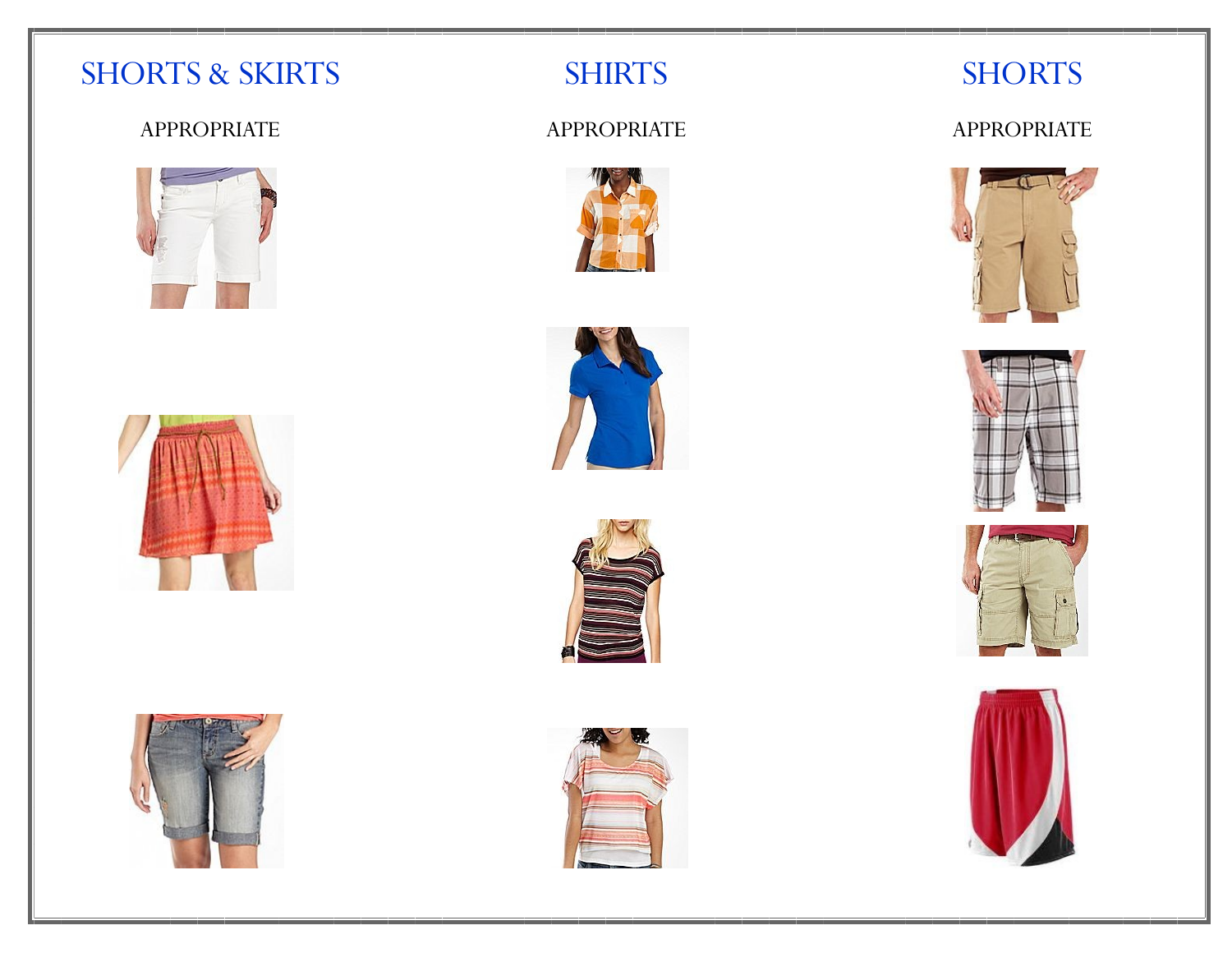## SHORTS & SKIRTS

APPROPRIATE

## SHIRTS

APPROPRIATE

## SHORTS

APPROPRIATE